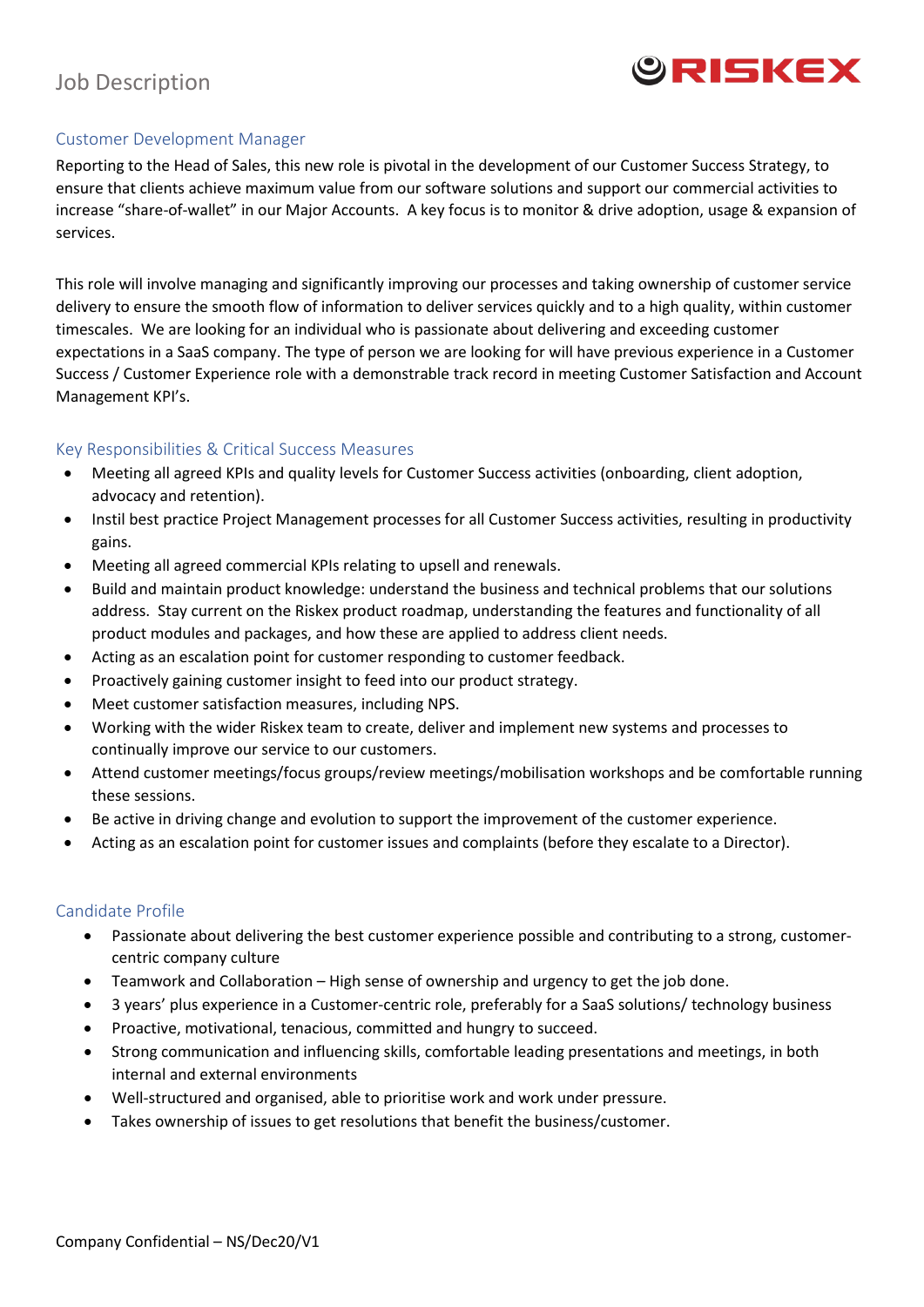# Job Description

RISKEX

## Customer Development Manager

Reporting to the Head of Sales, this new role is pivotal in the development of our Customer Success Strategy, to ensure that clients achieve maximum value from our software solutions and support our commercial activities to increase "share-of-wallet" in our Major Accounts. A key focus is to monitor & drive adoption, usage & expansion of services.

This role will involve managing and significantly improving our processes and taking ownership of customer service delivery to ensure the smooth flow of information to deliver services quickly and to a high quality, within customer timescales. We are looking for an individual who is passionate about delivering and exceeding customer expectations in a SaaS company. The type of person we are looking for will have previous experience in a Customer Success / Customer Experience role with a demonstrable track record in meeting Customer Satisfaction and Account Management KPI's.

## Key Responsibilities & Critical Success Measures

- Meeting all agreed KPIs and quality levels for Customer Success activities (onboarding, client adoption, advocacy and retention).
- Instil best practice Project Management processes for all Customer Success activities, resulting in productivity gains.
- Meeting all agreed commercial KPIs relating to upsell and renewals.
- Build and maintain product knowledge: understand the business and technical problems that our solutions address. Stay current on the Riskex product roadmap, understanding the features and functionality of all product modules and packages, and how these are applied to address client needs.
- Acting as an escalation point for customer responding to customer feedback.
- Proactively gaining customer insight to feed into our product strategy.
- Meet customer satisfaction measures, including NPS.
- Working with the wider Riskex team to create, deliver and implement new systems and processes to continually improve our service to our customers.
- Attend customer meetings/focus groups/review meetings/mobilisation workshops and be comfortable running these sessions.
- Be active in driving change and evolution to support the improvement of the customer experience.
- Acting as an escalation point for customer issues and complaints (before they escalate to a Director).

## Candidate Profile

- Passionate about delivering the best customer experience possible and contributing to a strong, customer-centric company culture
- Teamwork and Collaboration – High sense of ownership and urgency to get the job done.
- 3 years' plus experience in a Customer-centric role, preferably for a SaaS solutions/ technology business
- Proactive, motivational, tenacious, committed and hungry to succeed.
- Strong communication and influencing skills, comfortable leading presentations and meetings, in both internal and external environments
- Well-structured and organised, able to prioritise work and work under pressure.
- Takes ownership of issues to get resolutions that benefit the business/customer.

Company Confidential – NS/Dec20/V1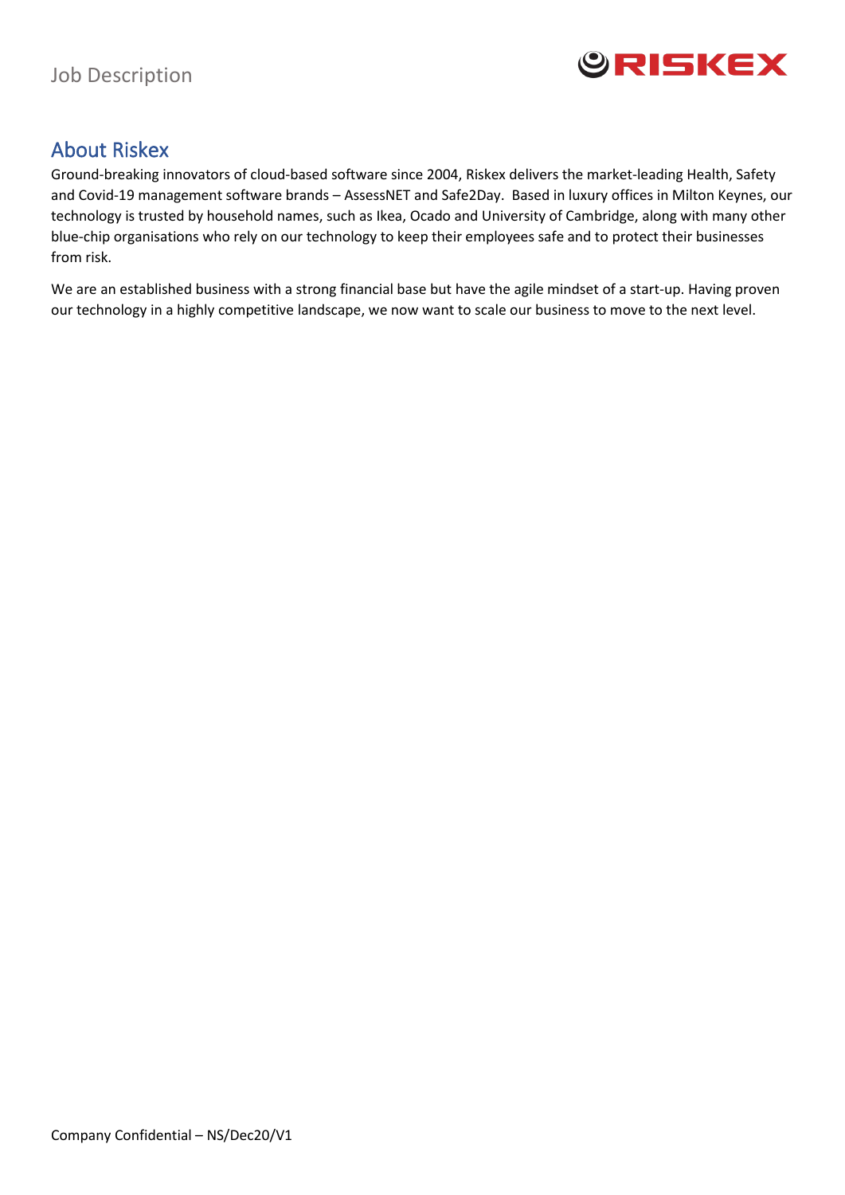## About Riskex

Ground-breaking innovators of cloud-based software since 2004, Riskex delivers the market-leading Health, Safety and Covid-19 management software brands – AssessNET and Safe2Day. Based in luxury offices in Milton Keynes, our technology is trusted by household names, such as Ikea, Ocado and University of Cambridge, along with many other blue-chip organisations who rely on our technology to keep their employees safe and to protect their businesses from risk.

We are an established business with a strong financial base but have the agile mindset of a start-up. Having proven our technology in a highly competitive landscape, we now want to scale our business to move to the next level.